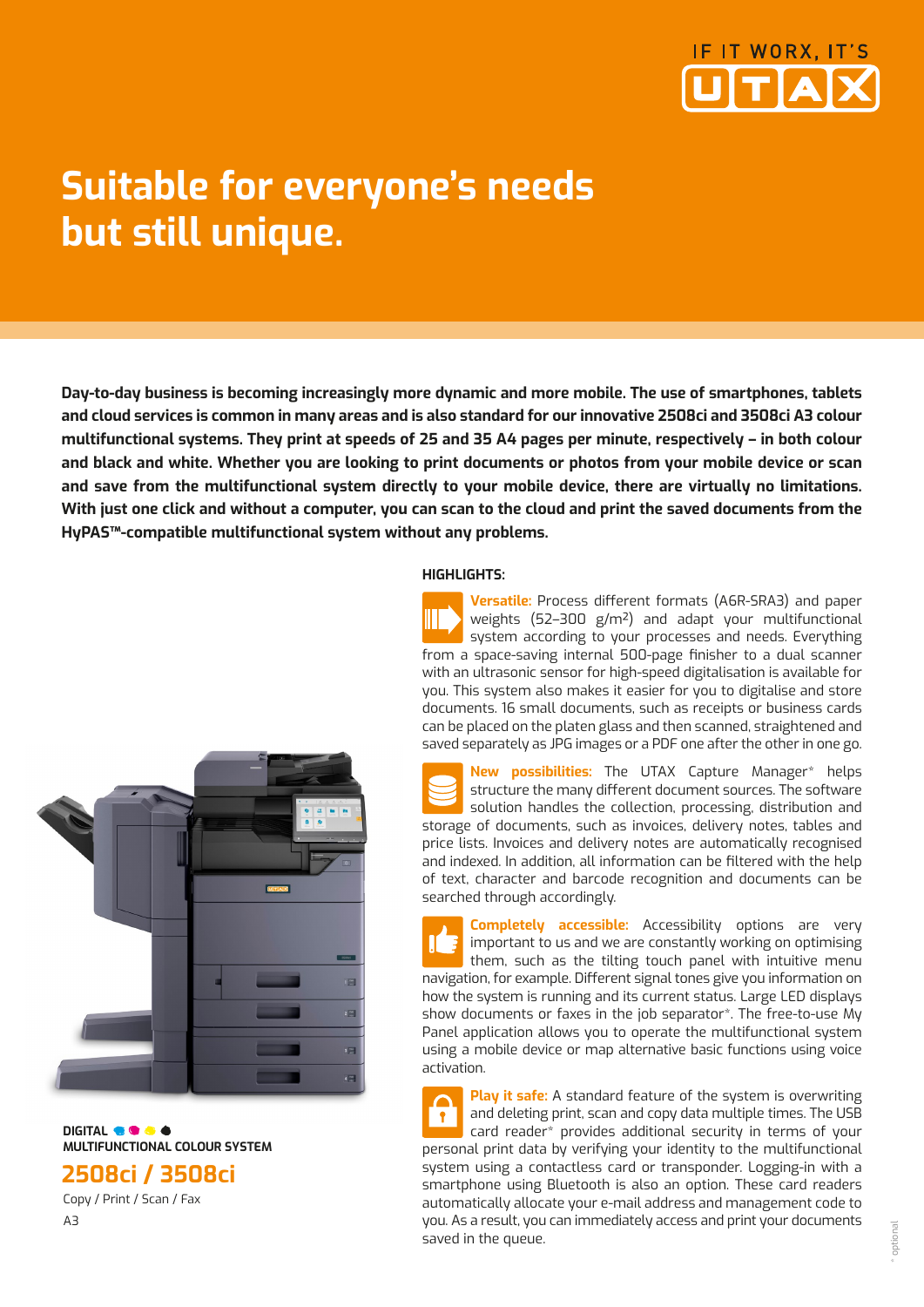IF IT WORX, IT'S UTAX

# Suitable for everyone's needs but still unique.

**Day-to-day business is becoming increasingly more dynamic and more mobile. The use of smartphones, tablets and cloud services is common in many areas and is also standard for our innovative 2508ci and 3508ci A3 colour multifunctional systems. They print at speeds of 25 and 35 A4 pages per minute, respectively – in both colour and black and white. Whether you are looking to print documents or photos from your mobile device or scan and save from the multifunctional system directly to your mobile device, there are virtually no limitations. With just one click and without a computer, you can scan to the cloud and print the saved documents from the HyPAS™-compatible multifunctional system without any problems.**

**DIGITAL**
**MULTIFUNCTIONAL COLOUR SYSTEM**

## 2508ci / 3508ci

Copy / Print / Scan / Fax

A3

### HIGHLIGHTS:

**Versatile:** Process different formats (A6R-SRA3) and paper weights (52–300 g/m²) and adapt your multifunctional system according to your processes and needs. Everything from a space-saving internal 500-page finisher to a dual scanner with an ultrasonic sensor for high-speed digitalisation is available for you. This system also makes it easier for you to digitalise and store documents. 16 small documents, such as receipts or business cards can be placed on the platen glass and then scanned, straightened and saved separately as JPG images or a PDF one after the other in one go.

**New possibilities:** The UTAX Capture Manager* helps structure the many different document sources. The software solution handles the collection, processing, distribution and storage of documents, such as invoices, delivery notes, tables and price lists. Invoices and delivery notes are automatically recognised and indexed. In addition, all information can be filtered with the help of text, character and barcode recognition and documents can be searched through accordingly.

**Completely accessible:** Accessibility options are very important to us and we are constantly working on optimising them, such as the tilting touch panel with intuitive menu navigation, for example. Different signal tones give you information on how the system is running and its current status. Large LED displays show documents or faxes in the job separator*. The free-to-use My Panel application allows you to operate the multifunctional system using a mobile device or map alternative basic functions using voice activation.

**Play it safe:** A standard feature of the system is overwriting and deleting print, scan and copy data multiple times. The USB card reader* provides additional security in terms of your personal print data by verifying your identity to the multifunctional system using a contactless card or transponder. Logging-in with a smartphone using Bluetooth is also an option. These card readers automatically allocate your e-mail address and management code to you. As a result, you can immediately access and print your documents saved in the queue.

\* optional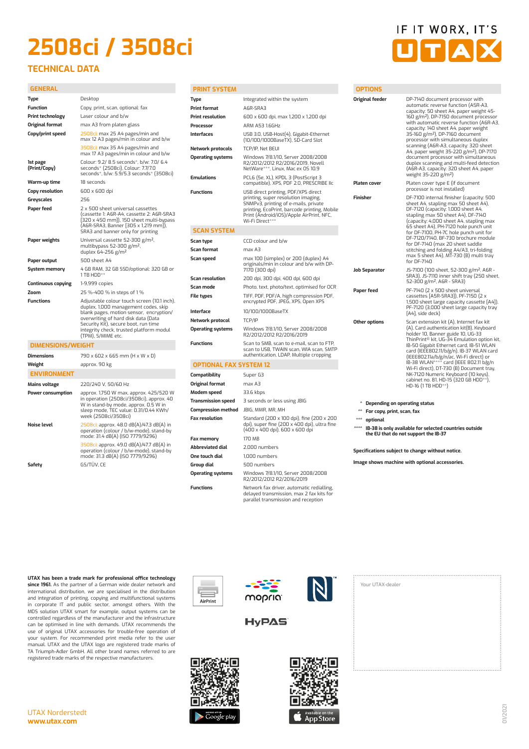# 2508ci / 3508ci

IF IT WORX, IT'S UTAX

## TECHNICAL DATA

### GENERAL

| | |
|---|---|
| **Type** | Desktop |
| **Function** | Copy, print, scan, optional: fax |
| **Print technology** | Laser colour and b/w |
| **Original format** | max A3 from platen glass |
| **Copy/print speed** | 2508ci: max 25 A4 pages/min and max 12 A3 pages/min in colour and b/w<br>3508ci: max 35 A4 pages/min and max 17 A3 pages/min in colour and b/w |
| **1st page (Print/Copy)** | Colour: 9.2/ 8.5 seconds*, b/w: 7.0/ 6.4 seconds* (2508ci), Colour: 7.7/7.0 seconds*, b/w: 5.9/5.3 seconds* (3508ci) |
| **Warm-up time** | 18 seconds |
| **Copy resolution** | 600 x 600 dpi |
| **Greyscales** | 256 |
| **Paper feed** | 2 x 500 sheet universal cassettes (cassette 1: A6R-A4, cassette 2: A6R-SRA3 [320 x 450 mm]), 150 sheet multi-bypass (A6R-SRA3, Banner [305 x 1,219 mm]), SRA3 and banner only for printing |
| **Paper weights** | Universal cassette 52-300 g/m², multibypass 52-300 g/m², duplex 64-256 g/m² |
| **Paper output** | 500 sheet A4 |
| **System memory** | 4 GB RAM, 32 GB SSD/optional: 320 GB or 1 TB HDD** |
| **Continuous copying** | 1-9,999 copies |
| **Zoom** | 25 %-400 % in steps of 1 % |
| **Functions** | Adjustable colour touch screen (10.1 inch), duplex, 1,000 management codes, skip blank pages, motion sensor, encryption/ overwriting of hard disk data (Data Security Kit), secure boot, run time integrity check, trusted platform modul (TPM), S/MIME etc. |

### DIMENSIONS/WEIGHT

| | |
|---|---|
| **Dimensions** | 790 x 602 x 665 mm (H x W x D) |
| **Weight** | approx. 90 kg |

### ENVIRONMENT

| | |
|---|---|
| **Mains voltage** | 220/240 V, 50/60 Hz |
| **Power consumption** | approx. 1,750 W max, approx. 425/520 W in operation (2508ci/3508ci), approx. 40 W in stand-by mode, approx. 0.5 W in sleep mode, TEC value: 0.31/0.44 KWh/ week (2508ci/3508ci) |
| **Noise level** | 2508ci: approx. 48.0 dB(A)/47.3 dB(A) in operation (colour / b/w-mode), stand-by mode: 31.4 dB(A) (ISO 7779/9296)<br>3508ci: approx. 49.0 dB(A)/47.7 dB(A) in operation (colour / b/w-mode), stand-by mode: 31.3 dB(A) (ISO 7779/9296) |
| **Safety** | GS/TÜV, CE |

### PRINT SYSTEM

| | |
|---|---|
| **Type** | Integrated within the system |
| **Print format** | A6R-SRA3 |
| **Print resolution** | 600 x 600 dpi, max 1,200 x 1,200 dpi |
| **Processor** | ARM A53 1.6GHz |
| **Interfaces** | USB 3.0, USB-Host(4), Gigabit-Ethernet (10/100/1000BaseTX), SD-Card Slot |
| **Network protocols** | TCP/IP, Net BEUI |
| **Operating systems** | Windows 7/8.1/10, Server 2008/2008 R2/2012/2012 R2/2016/2019, Novell NetWare***, Linux, Mac ex OS 10.9 |
| **Emulations** | PCL6 (5e, XL), KPDL 3 (PostScript 3 compatible), XPS, PDF 2.0, PRESCRIBE IIc |
| **Functions** | USB direct printing, PDF/XPS direct printing, super resolution imaging, SNMPv3, printing of e-mails, private printing, EcoPrint, barcode printing, Mobile Print (Android/iOS)/Apple AirPrint, NFC, Wi-Fi Direct*** |

### SCAN SYSTEM

| | |
|---|---|
| **Scan type** | CCD colour and b/w |
| **Scan format** | max A3 |
| **Scan speed** | max 100 (simplex) or 200 (duplex) A4 originals/min in colour and b/w with DP-7170 (300 dpi) |
| **Scan resolution** | 200 dpi, 300 dpi, 400 dpi, 600 dpi |
| **Scan mode** | Photo, text, photo/text, optimised for OCR |
| **File types** | TIFF, PDF, PDF/A, high compression PDF, encrypted PDF, JPEG, XPS, Open XPS |
| **Interface** | 10/100/1000BaseTX |
| **Network protocol** | TCP/IP |
| **Operating systems** | Windows 7/8.1/10, Server 2008/2008 R2/2012/2012 R2/2016/2019 |
| **Functions** | Scan to SMB, scan to e-mail, scan to FTP, scan to USB, TWAIN scan, WIA scan, SMTP authentication, LDAP, Multiple cropping |

### OPTIONAL FAX SYSTEM 12

| | |
|---|---|
| **Compatibility** | Super G3 |
| **Original format** | max A3 |
| **Modem speed** | 33.6 kbps |
| **Transmission speed** | 3 seconds or less using JBIG |
| **Compression method** | JBIG, MMR, MR, MH |
| **Fax resolution** | Standard (200 x 100 dpi), fine (200 x 200 dpi), super fine (200 x 400 dpi), ultra fine (400 x 400 dpi), 600 x 600 dpi |
| **Fax memory** | 170 MB |
| **Abbreviated dial** | 2,000 numbers |
| **One touch dial** | 1,000 numbers |
| **Group dial** | 500 numbers |
| **Operating systems** | Windows 7/8.1/10, Server 2008/2008 R2/2012/2012 R2/2016/2019 |
| **Functions** | Network fax driver, automatic redialling, delayed transmission, max 2 fax kits for parallel transmission and reception |

### OPTIONS

| | |
|---|---|
| **Original feeder** | DP-7140 document processor with automatic reverse function (A5R-A3, capacity: 50 sheet A4, paper weight 45-160 g/m²), DP-7150 document processor with automatic reverse function (A6R-A3, capacity: 140 sheet A4, paper weight 35-160 g/m²), DP-7160 document processor with simultaneous duplex scanning (A6R-A3, capacity: 320 sheet A4, paper weight 35-220 g/m²), DP-7170 document processor with simultaneous duplex scanning and multi-feed detection (A6R-A3, capacity: 320 sheet A4, paper weight 35-220 g/m²) |
| **Platen cover** | Platen cover type E (if document processor is not installed) |
| **Finisher** | DF-7100 internal finisher (capacity: 500 sheet A4, stapling max 50 sheet A4), DF-7120 (capacity: 1,000 sheet A4, stapling max 50 sheet A4), DF-7140 (capacity: 4,000 sheet A4, stapling max 65 sheet A4), PH-7120 hole punch unit for DF-7100, PH-7C hole punch unit for DF-7120/7140, BF-730 brochure module for DF-7140 (max 20 sheet saddle stitching and folding A4/A3, tri-folding max 5 sheet A4), MT-730 (B) multi tray for DF-7140 |
| **Job Separator** | JS-7100 (100 sheet, 52-300 g/m², A6R - SRA3), JS-7110 inner shift tray (250 sheet, 52-300 g/m², A6R - SRA3) |
| **Paper feed** | PF-7140 (2 x 500 sheet universal cassettes [A5R-SRA3]), PF-7150 (2 x 1,500 sheet large capacity cassette [A4]), PF-7120 (3,000 sheet large capacity tray [A4], side deck) |
| **Other options** | Scan extension kit (A), Internet fax kit (A), Card authentication kit(B), Keyboard holder 10, Banner guide 10, UG-33 ThinPrint® kit, UG-34 Emulation option kit, IB-50 Gigabit Ethernet card, IB-51 WLAN card (IEEE802.11/b/g/n), IB-37 WLAN card (IEEE802.11a/b/g/n/ac, Wi-Fi direct) or IB-38 WLAN**** card (IEEE 802.11 b/g/n Wi-Fi direct), DT-730 (B) Document tray, NK-7120 Numeric Keyboard (10 keys), cabinet no. 81, HD-15 (320 GB HDD**), HD-16 (1 TB HDD**) |

\* Depending on operating status
\*\* For copy, print, scan, fax
\*\*\* optional
\*\*\*\* IB-38 is only available for selected countries outside the EU that do not support the IB-37

**Specifications subject to change without notice.**

**Image shows machine with optional accessories.**

**UTAX has been a trade mark for professional office technology since 1961.** As the partner of a German wide dealer network and international distribution, we are specialised in the distribution and integration of printing, copying and multifunctional systems in corporate IT and public sector, amongst others. With the MDS solution UTAX smart for example, output systems can be controlled regardless of the manufacturer and the infrastructure can be optimised in line with demands. UTAX recommends the use of original UTAX accessories for trouble-free operation of your system. For recommended print media refer to the user manual. UTAX and the UTAX logo are registered trade marks of TA Triumph-Adler GmbH. All other brand names referred to are registered trade marks of the respective manufacturers.

AirPrint

mopria

HyPAS

Google play

Available on the App Store

Your UTAX-dealer

UTAX Norderstedt
**www.utax.com**

01/2021